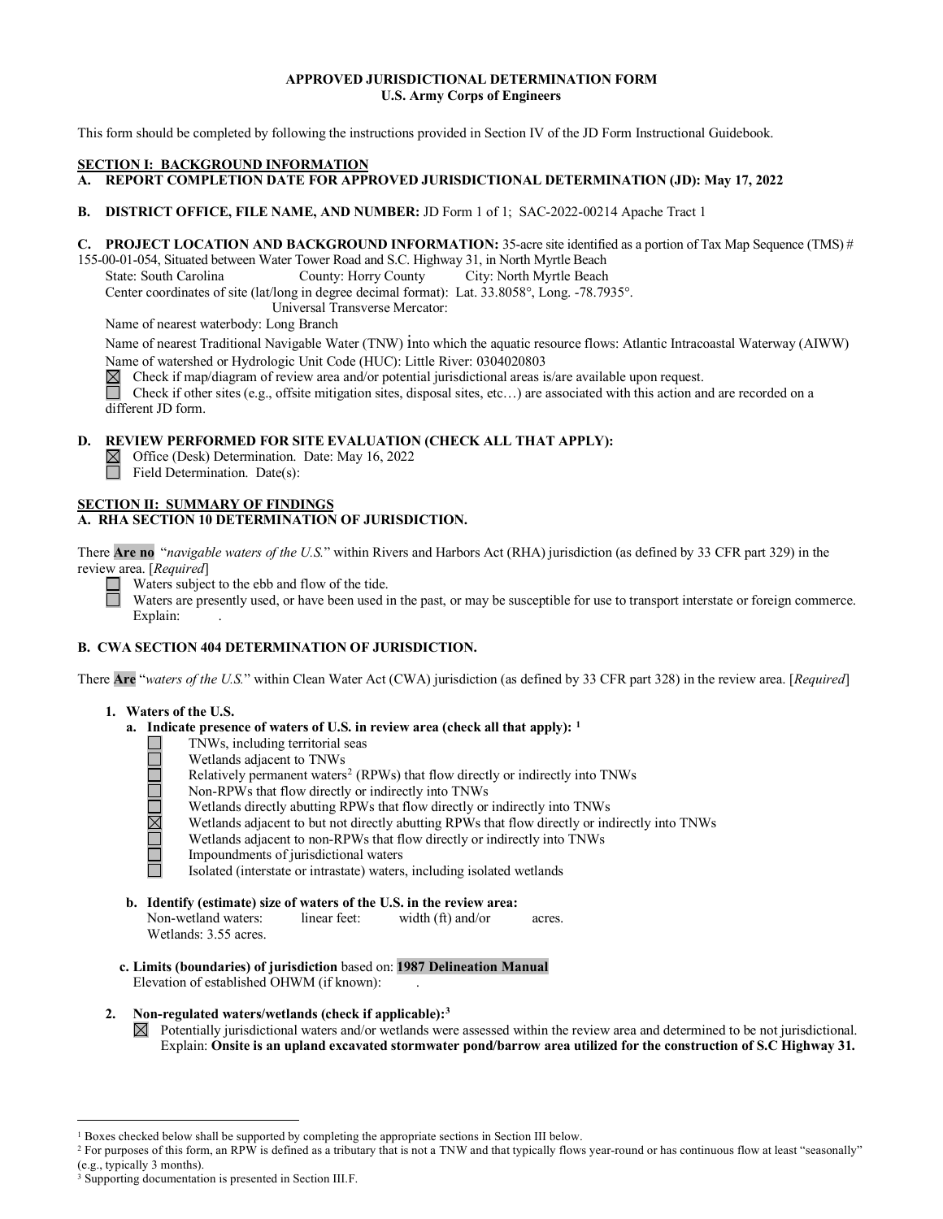# APPROVED JURISDICTIONAL DETERMINATION FORM
## U.S. Army Corps of Engineers

This form should be completed by following the instructions provided in Section IV of the JD Form Instructional Guidebook.

## SECTION I: BACKGROUND INFORMATION

**A. REPORT COMPLETION DATE FOR APPROVED JURISDICTIONAL DETERMINATION (JD): May 17, 2022**

**B. DISTRICT OFFICE, FILE NAME, AND NUMBER:** JD Form 1 of 1; SAC-2022-00214 Apache Tract 1

**C. PROJECT LOCATION AND BACKGROUND INFORMATION:** 35-acre site identified as a portion of Tax Map Sequence (TMS) # 155-00-01-054, Situated between Water Tower Road and S.C. Highway 31, in North Myrtle Beach

State: South Carolina County: Horry County City: North Myrtle Beach

Center coordinates of site (lat/long in degree decimal format): Lat. 33.8058°, Long. -78.7935°.

Universal Transverse Mercator:

Name of nearest waterbody: Long Branch

Name of nearest Traditional Navigable Water (TNW) into which the aquatic resource flows: Atlantic Intracoastal Waterway (AIWW)

Name of watershed or Hydrologic Unit Code (HUC): Little River: 0304020803

☒ Check if map/diagram of review area and/or potential jurisdictional areas is/are available upon request.

☐ Check if other sites (e.g., offsite mitigation sites, disposal sites, etc…) are associated with this action and are recorded on a different JD form.

**D. REVIEW PERFORMED FOR SITE EVALUATION (CHECK ALL THAT APPLY):**

☒ Office (Desk) Determination. Date: May 16, 2022

☐ Field Determination. Date(s):

## SECTION II: SUMMARY OF FINDINGS

**A. RHA SECTION 10 DETERMINATION OF JURISDICTION.**

There **Are no** "*navigable waters of the U.S.*" within Rivers and Harbors Act (RHA) jurisdiction (as defined by 33 CFR part 329) in the review area. [*Required*]

☐ Waters subject to the ebb and flow of the tide.

☐ Waters are presently used, or have been used in the past, or may be susceptible for use to transport interstate or foreign commerce. Explain: .

**B. CWA SECTION 404 DETERMINATION OF JURISDICTION.**

There **Are** "*waters of the U.S.*" within Clean Water Act (CWA) jurisdiction (as defined by 33 CFR part 328) in the review area. [*Required*]

**1. Waters of the U.S.**

**a. Indicate presence of waters of U.S. in review area (check all that apply):** [1]

☐ TNWs, including territorial seas

☐ Wetlands adjacent to TNWs

☐ Relatively permanent waters[2] (RPWs) that flow directly or indirectly into TNWs

☐ Non-RPWs that flow directly or indirectly into TNWs

☐ Wetlands directly abutting RPWs that flow directly or indirectly into TNWs

☒ Wetlands adjacent to but not directly abutting RPWs that flow directly or indirectly into TNWs

☐ Wetlands adjacent to non-RPWs that flow directly or indirectly into TNWs

☐ Impoundments of jurisdictional waters

☐ Isolated (interstate or intrastate) waters, including isolated wetlands

**b. Identify (estimate) size of waters of the U.S. in the review area:**

Non-wetland waters: linear feet: width (ft) and/or acres.

Wetlands: 3.55 acres.

**c. Limits (boundaries) of jurisdiction** based on: **1987 Delineation Manual**

Elevation of established OHWM (if known): .

**2. Non-regulated waters/wetlands (check if applicable):**[3]

☒ Potentially jurisdictional waters and/or wetlands were assessed within the review area and determined to be not jurisdictional. Explain: **Onsite is an upland excavated stormwater pond/barrow area utilized for the construction of S.C Highway 31.**

---

[1] Boxes checked below shall be supported by completing the appropriate sections in Section III below.

[2] For purposes of this form, an RPW is defined as a tributary that is not a TNW and that typically flows year-round or has continuous flow at least "seasonally" (e.g., typically 3 months).

[3] Supporting documentation is presented in Section III.F.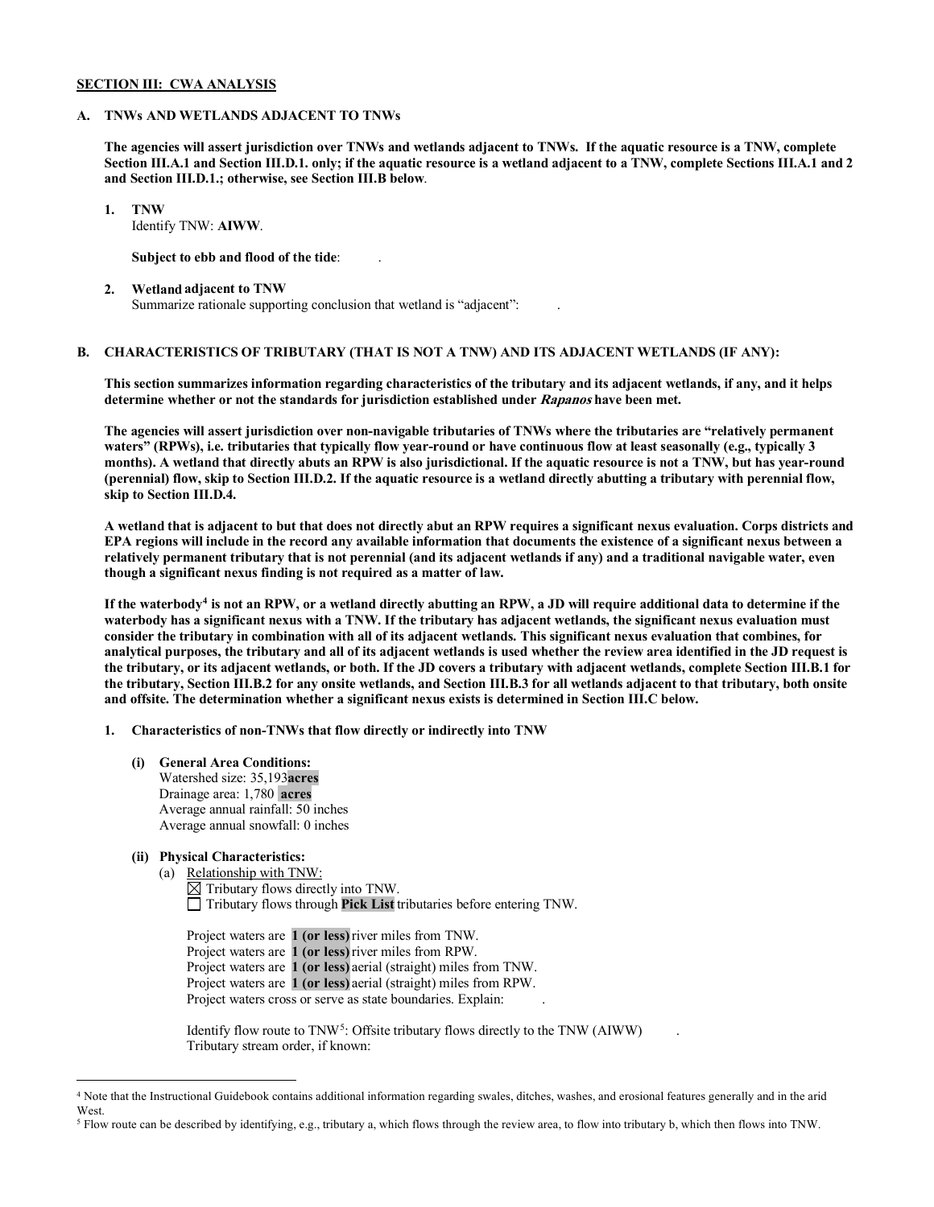**SECTION III: CWA ANALYSIS**

**A. TNWs AND WETLANDS ADJACENT TO TNWs**

**The agencies will assert jurisdiction over TNWs and wetlands adjacent to TNWs. If the aquatic resource is a TNW, complete Section III.A.1 and Section III.D.1. only; if the aquatic resource is a wetland adjacent to a TNW, complete Sections III.A.1 and 2 and Section III.D.1.; otherwise, see Section III.B below**.

1. **TNW**
   Identify TNW: **AIWW**.

   **Subject to ebb and flood of the tide**: .

2. **Wetland adjacent to TNW**
   Summarize rationale supporting conclusion that wetland is "adjacent": .

**B. CHARACTERISTICS OF TRIBUTARY (THAT IS NOT A TNW) AND ITS ADJACENT WETLANDS (IF ANY):**

**This section summarizes information regarding characteristics of the tributary and its adjacent wetlands, if any, and it helps determine whether or not the standards for jurisdiction established under *Rapanos* have been met.**

**The agencies will assert jurisdiction over non-navigable tributaries of TNWs where the tributaries are "relatively permanent waters" (RPWs), i.e. tributaries that typically flow year-round or have continuous flow at least seasonally (e.g., typically 3 months). A wetland that directly abuts an RPW is also jurisdictional. If the aquatic resource is not a TNW, but has year-round (perennial) flow, skip to Section III.D.2. If the aquatic resource is a wetland directly abutting a tributary with perennial flow, skip to Section III.D.4.**

**A wetland that is adjacent to but that does not directly abut an RPW requires a significant nexus evaluation. Corps districts and EPA regions will include in the record any available information that documents the existence of a significant nexus between a relatively permanent tributary that is not perennial (and its adjacent wetlands if any) and a traditional navigable water, even though a significant nexus finding is not required as a matter of law.**

**If the waterbody[4] is not an RPW, or a wetland directly abutting an RPW, a JD will require additional data to determine if the waterbody has a significant nexus with a TNW. If the tributary has adjacent wetlands, the significant nexus evaluation must consider the tributary in combination with all of its adjacent wetlands. This significant nexus evaluation that combines, for analytical purposes, the tributary and all of its adjacent wetlands is used whether the review area identified in the JD request is the tributary, or its adjacent wetlands, or both. If the JD covers a tributary with adjacent wetlands, complete Section III.B.1 for the tributary, Section III.B.2 for any onsite wetlands, and Section III.B.3 for all wetlands adjacent to that tributary, both onsite and offsite. The determination whether a significant nexus exists is determined in Section III.C below.**

1. **Characteristics of non-TNWs that flow directly or indirectly into TNW**

   **(i) General Area Conditions:**
   Watershed size: 35,193**acres**
   Drainage area: 1,780 **acres**
   Average annual rainfall: 50 inches
   Average annual snowfall: 0 inches

   **(ii) Physical Characteristics:**
   (a) Relationship with TNW:
   ☒ Tributary flows directly into TNW.
   ☐ Tributary flows through **Pick List** tributaries before entering TNW.

   Project waters are **1 (or less)** river miles from TNW.
   Project waters are **1 (or less)** river miles from RPW.
   Project waters are **1 (or less)** aerial (straight) miles from TNW.
   Project waters are **1 (or less)** aerial (straight) miles from RPW.
   Project waters cross or serve as state boundaries. Explain: .

   Identify flow route to TNW[5]: Offsite tributary flows directly to the TNW (AIWW) .
   Tributary stream order, if known:

---

[4] Note that the Instructional Guidebook contains additional information regarding swales, ditches, washes, and erosional features generally and in the arid West.

[5] Flow route can be described by identifying, e.g., tributary a, which flows through the review area, to flow into tributary b, which then flows into TNW.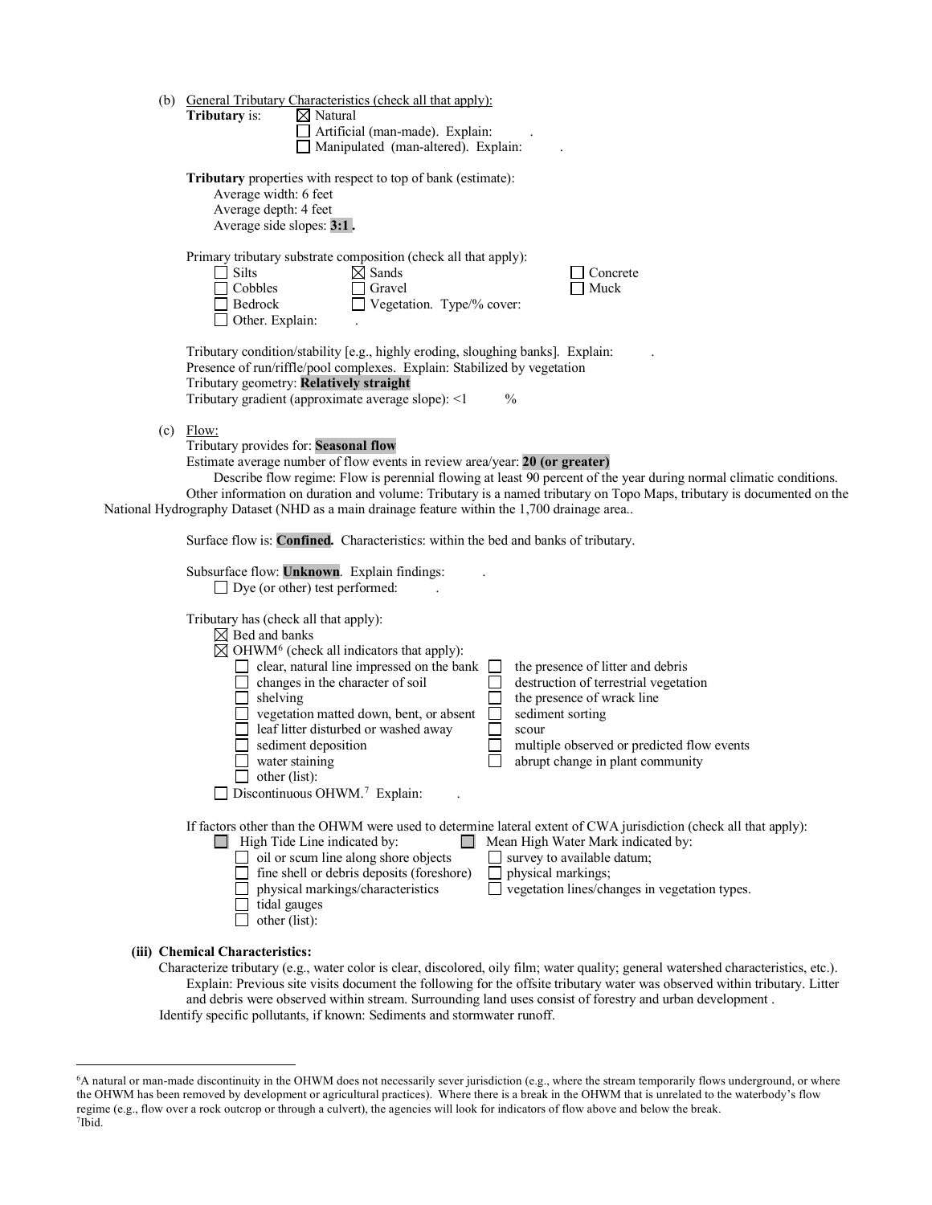(b) General Tributary Characteristics (check all that apply):

**Tributary** is: ☒ Natural
☐ Artificial (man-made). Explain: .
☐ Manipulated (man-altered). Explain: .

**Tributary** properties with respect to top of bank (estimate):
Average width: 6 feet
Average depth: 4 feet
Average side slopes: **3:1 .**

Primary tributary substrate composition (check all that apply):

☐ Silts ☒ Sands ☐ Concrete
☐ Cobbles ☐ Gravel ☐ Muck
☐ Bedrock ☐ Vegetation. Type/% cover:
☐ Other. Explain: .

Tributary condition/stability [e.g., highly eroding, sloughing banks]. Explain: .
Presence of run/riffle/pool complexes. Explain: Stabilized by vegetation
Tributary geometry: **Relatively straight**
Tributary gradient (approximate average slope): <1 %

(c) Flow:

Tributary provides for: **Seasonal flow**
Estimate average number of flow events in review area/year: **20 (or greater)**
Describe flow regime: Flow is perennial flowing at least 90 percent of the year during normal climatic conditions.
Other information on duration and volume: Tributary is a named tributary on Topo Maps, tributary is documented on the National Hydrography Dataset (NHD as a main drainage feature within the 1,700 drainage area..

Surface flow is: **Confined.** Characteristics: within the bed and banks of tributary.

Subsurface flow: **Unknown**. Explain findings: .
☐ Dye (or other) test performed: .

Tributary has (check all that apply):
☒ Bed and banks
☒ OHWM[6] (check all indicators that apply):

☐ clear, natural line impressed on the bank ☐ the presence of litter and debris
☐ changes in the character of soil ☐ destruction of terrestrial vegetation
☐ shelving ☐ the presence of wrack line
☐ vegetation matted down, bent, or absent ☐ sediment sorting
☐ leaf litter disturbed or washed away ☐ scour
☐ sediment deposition ☐ multiple observed or predicted flow events
☐ water staining ☐ abrupt change in plant community
☐ other (list):

☐ Discontinuous OHWM.[7] Explain: .

If factors other than the OHWM were used to determine lateral extent of CWA jurisdiction (check all that apply):

☐ High Tide Line indicated by: ☐ Mean High Water Mark indicated by:
☐ oil or scum line along shore objects ☐ survey to available datum;
☐ fine shell or debris deposits (foreshore) ☐ physical markings;
☐ physical markings/characteristics ☐ vegetation lines/changes in vegetation types.
☐ tidal gauges
☐ other (list):

**(iii) Chemical Characteristics:**

Characterize tributary (e.g., water color is clear, discolored, oily film; water quality; general watershed characteristics, etc.).
Explain: Previous site visits document the following for the offsite tributary water was observed within tributary. Litter and debris were observed within stream. Surrounding land uses consist of forestry and urban development .
Identify specific pollutants, if known: Sediments and stormwater runoff.

---

[6]A natural or man-made discontinuity in the OHWM does not necessarily sever jurisdiction (e.g., where the stream temporarily flows underground, or where the OHWM has been removed by development or agricultural practices). Where there is a break in the OHWM that is unrelated to the waterbody's flow regime (e.g., flow over a rock outcrop or through a culvert), the agencies will look for indicators of flow above and below the break.
[7]Ibid.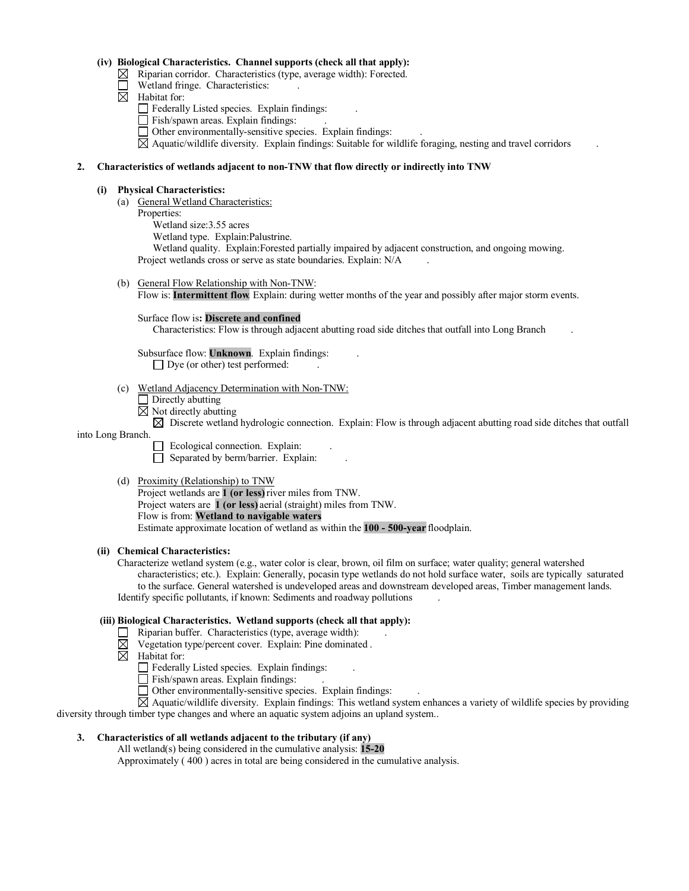**(iv) Biological Characteristics. Channel supports (check all that apply):**

- ☒ Riparian corridor. Characteristics (type, average width): Forected.
- ☐ Wetland fringe. Characteristics: .
- ☒ Habitat for:
  - ☐ Federally Listed species. Explain findings: .
  - ☐ Fish/spawn areas. Explain findings: .
  - ☐ Other environmentally-sensitive species. Explain findings: .
  - ☒ Aquatic/wildlife diversity. Explain findings: Suitable for wildlife foraging, nesting and travel corridors .

**2. Characteristics of wetlands adjacent to non-TNW that flow directly or indirectly into TNW**

**(i) Physical Characteristics:**

(a) General Wetland Characteristics:

Properties:

Wetland size:3.55 acres

Wetland type. Explain:Palustrine.

Wetland quality. Explain:Forested partially impaired by adjacent construction, and ongoing mowing.

Project wetlands cross or serve as state boundaries. Explain: N/A .

(b) General Flow Relationship with Non-TNW:

Flow is: **Intermittent flow**. Explain: during wetter months of the year and possibly after major storm events.

Surface flow is**: Discrete and confined**

Characteristics: Flow is through adjacent abutting road side ditches that outfall into Long Branch .

Subsurface flow: **Unknown**. Explain findings: .

☐ Dye (or other) test performed: .

(c) Wetland Adjacency Determination with Non-TNW:

- ☐ Directly abutting
- ☒ Not directly abutting
  - ☒ Discrete wetland hydrologic connection. Explain: Flow is through adjacent abutting road side ditches that outfall into Long Branch.
  - ☐ Ecological connection. Explain: .
  - ☐ Separated by berm/barrier. Explain: .

(d) Proximity (Relationship) to TNW

Project wetlands are **1 (or less)** river miles from TNW.

Project waters are **1 (or less)** aerial (straight) miles from TNW.

Flow is from: **Wetland to navigable waters**

Estimate approximate location of wetland as within the **100 - 500-year** floodplain.

**(ii) Chemical Characteristics:**

Characterize wetland system (e.g., water color is clear, brown, oil film on surface; water quality; general watershed characteristics; etc.). Explain: Generally, pocasin type wetlands do not hold surface water, soils are typically saturated to the surface. General watershed is undeveloped areas and downstream developed areas, Timber management lands.

Identify specific pollutants, if known: Sediments and roadway pollutions .

**(iii) Biological Characteristics. Wetland supports (check all that apply):**

- ☐ Riparian buffer. Characteristics (type, average width): .
- ☒ Vegetation type/percent cover. Explain: Pine dominated .
- ☒ Habitat for:
  - ☐ Federally Listed species. Explain findings: .
  - ☐ Fish/spawn areas. Explain findings: .
  - ☐ Other environmentally-sensitive species. Explain findings: .
  - ☒ Aquatic/wildlife diversity. Explain findings: This wetland system enhances a variety of wildlife species by providing diversity through timber type changes and where an aquatic system adjoins an upland system..

**3. Characteristics of all wetlands adjacent to the tributary (if any)**

All wetland(s) being considered in the cumulative analysis: **15-20**

Approximately ( 400 ) acres in total are being considered in the cumulative analysis.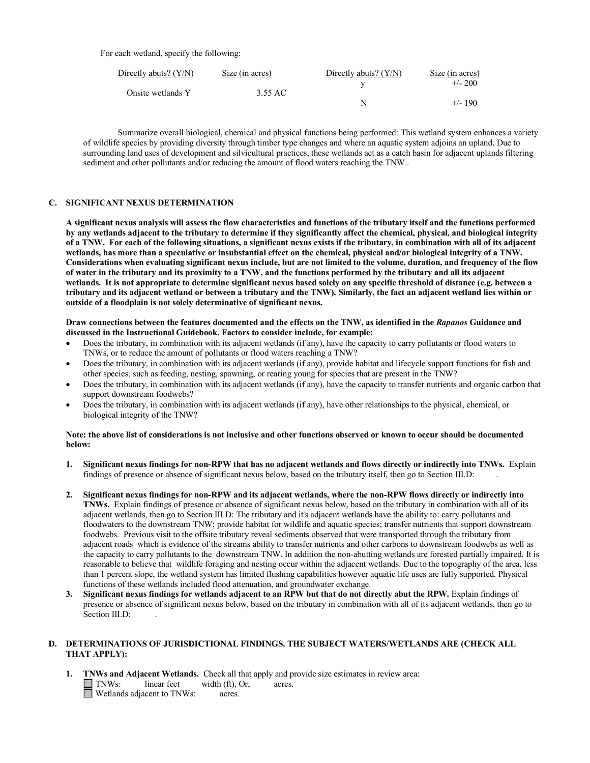For each wetland, specify the following:

| Directly abuts? (Y/N) | Size (in acres) | Directly abuts? (Y/N) | Size (in acres) |
|---|---|---|---|
| | | y | +/- 200 |
| Onsite wetlands Y | 3.55 AC | | |
| | | N | +/- 190 |

Summarize overall biological, chemical and physical functions being performed: This wetland system enhances a variety of wildlife species by providing diversity through timber type changes and where an aquatic system adjoins an upland. Due to surrounding land uses of development and silvicultural practices, these wetlands act as a catch basin for adjacent uplands filtering sediment and other pollutants and/or reducing the amount of flood waters reaching the TNW..

## C. SIGNIFICANT NEXUS DETERMINATION

**A significant nexus analysis will assess the flow characteristics and functions of the tributary itself and the functions performed by any wetlands adjacent to the tributary to determine if they significantly affect the chemical, physical, and biological integrity of a TNW. For each of the following situations, a significant nexus exists if the tributary, in combination with all of its adjacent wetlands, has more than a speculative or insubstantial effect on the chemical, physical and/or biological integrity of a TNW. Considerations when evaluating significant nexus include, but are not limited to the volume, duration, and frequency of the flow of water in the tributary and its proximity to a TNW, and the functions performed by the tributary and all its adjacent wetlands. It is not appropriate to determine significant nexus based solely on any specific threshold of distance (e.g. between a tributary and its adjacent wetland or between a tributary and the TNW). Similarly, the fact an adjacent wetland lies within or outside of a floodplain is not solely determinative of significant nexus.**

**Draw connections between the features documented and the effects on the TNW, as identified in the *Rapanos* Guidance and discussed in the Instructional Guidebook. Factors to consider include, for example:**

- Does the tributary, in combination with its adjacent wetlands (if any), have the capacity to carry pollutants or flood waters to TNWs, or to reduce the amount of pollutants or flood waters reaching a TNW?
- Does the tributary, in combination with its adjacent wetlands (if any), provide habitat and lifecycle support functions for fish and other species, such as feeding, nesting, spawning, or rearing young for species that are present in the TNW?
- Does the tributary, in combination with its adjacent wetlands (if any), have the capacity to transfer nutrients and organic carbon that support downstream foodwebs?
- Does the tributary, in combination with its adjacent wetlands (if any), have other relationships to the physical, chemical, or biological integrity of the TNW?

**Note: the above list of considerations is not inclusive and other functions observed or known to occur should be documented below:**

1. **Significant nexus findings for non-RPW that has no adjacent wetlands and flows directly or indirectly into TNWs.** Explain findings of presence or absence of significant nexus below, based on the tributary itself, then go to Section III.D: .

2. **Significant nexus findings for non-RPW and its adjacent wetlands, where the non-RPW flows directly or indirectly into TNWs.** Explain findings of presence or absence of significant nexus below, based on the tributary in combination with all of its adjacent wetlands, then go to Section III.D: The tributary and it's adjacent wetlands have the ability to: carry pollutants and floodwaters to the downstream TNW; provide habitat for wildlife and aquatic species; transfer nutrients that support downstream foodwebs. Previous visit to the offsite tributary reveal sediments observed that were transported through the tributary from adjacent roads which is evidence of the streams ability to transfer nutrients and other carbons to downstream foodwebs as well as the capacity to carry pollutants to the downstream TNW. In addition the non-abutting wetlands are forested partially impaired. It is reasonable to believe that wildlife foraging and nesting occur within the adjacent wetlands. Due to the topography of the area, less than 1 percent slope, the wetland system has limited flushing capabilities however aquatic life uses are fully supported. Physical functions of these wetlands included flood attenuation, and groundwater exchange.

3. **Significant nexus findings for wetlands adjacent to an RPW but that do not directly abut the RPW.** Explain findings of presence or absence of significant nexus below, based on the tributary in combination with all of its adjacent wetlands, then go to Section III.D: .

## D. DETERMINATIONS OF JURISDICTIONAL FINDINGS. THE SUBJECT WATERS/WETLANDS ARE (CHECK ALL THAT APPLY):

1. **TNWs and Adjacent Wetlands.** Check all that apply and provide size estimates in review area:
   - ☐ TNWs: linear feet width (ft), Or, acres.
   - ☐ Wetlands adjacent to TNWs: acres.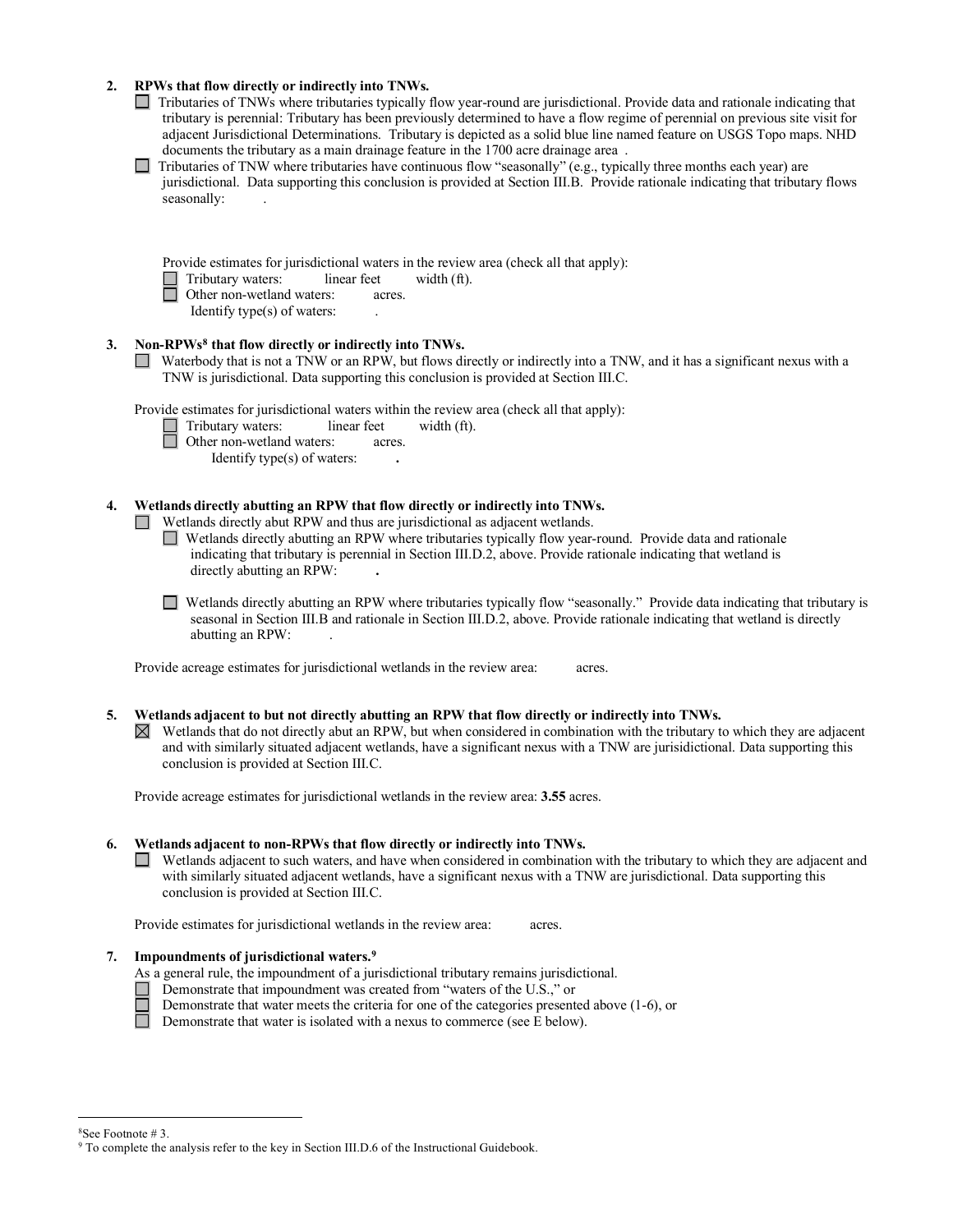2. **RPWs that flow directly or indirectly into TNWs.**

☐ Tributaries of TNWs where tributaries typically flow year-round are jurisdictional. Provide data and rationale indicating that tributary is perennial: Tributary has been previously determined to have a flow regime of perennial on previous site visit for adjacent Jurisdictional Determinations. Tributary is depicted as a solid blue line named feature on USGS Topo maps. NHD documents the tributary as a main drainage feature in the 1700 acre drainage area .

☐ Tributaries of TNW where tributaries have continuous flow "seasonally" (e.g., typically three months each year) are jurisdictional. Data supporting this conclusion is provided at Section III.B. Provide rationale indicating that tributary flows seasonally: .

Provide estimates for jurisdictional waters in the review area (check all that apply):

☐ Tributary waters: linear feet width (ft).
☐ Other non-wetland waters: acres.
Identify type(s) of waters: .

3. **Non-RPWs[8] that flow directly or indirectly into TNWs.**

☐ Waterbody that is not a TNW or an RPW, but flows directly or indirectly into a TNW, and it has a significant nexus with a TNW is jurisdictional. Data supporting this conclusion is provided at Section III.C.

Provide estimates for jurisdictional waters within the review area (check all that apply):

☐ Tributary waters: linear feet width (ft).
☐ Other non-wetland waters: acres.
Identify type(s) of waters: **.**

4. **Wetlands directly abutting an RPW that flow directly or indirectly into TNWs.**

☐ Wetlands directly abut RPW and thus are jurisdictional as adjacent wetlands.

☐ Wetlands directly abutting an RPW where tributaries typically flow year-round. Provide data and rationale indicating that tributary is perennial in Section III.D.2, above. Provide rationale indicating that wetland is directly abutting an RPW: **.**

☐ Wetlands directly abutting an RPW where tributaries typically flow "seasonally." Provide data indicating that tributary is seasonal in Section III.B and rationale in Section III.D.2, above. Provide rationale indicating that wetland is directly abutting an RPW: .

Provide acreage estimates for jurisdictional wetlands in the review area: acres.

5. **Wetlands adjacent to but not directly abutting an RPW that flow directly or indirectly into TNWs.**

☒ Wetlands that do not directly abut an RPW, but when considered in combination with the tributary to which they are adjacent and with similarly situated adjacent wetlands, have a significant nexus with a TNW are jurisdictional. Data supporting this conclusion is provided at Section III.C.

Provide acreage estimates for jurisdictional wetlands in the review area: **3.55** acres.

6. **Wetlands adjacent to non-RPWs that flow directly or indirectly into TNWs.**

☐ Wetlands adjacent to such waters, and have when considered in combination with the tributary to which they are adjacent and with similarly situated adjacent wetlands, have a significant nexus with a TNW are jurisdictional. Data supporting this conclusion is provided at Section III.C.

Provide estimates for jurisdictional wetlands in the review area: acres.

7. **Impoundments of jurisdictional waters.[9]**

As a general rule, the impoundment of a jurisdictional tributary remains jurisdictional.

☐ Demonstrate that impoundment was created from "waters of the U.S.," or
☐ Demonstrate that water meets the criteria for one of the categories presented above (1-6), or
☐ Demonstrate that water is isolated with a nexus to commerce (see E below).

---

[8] See Footnote # 3.
[9] To complete the analysis refer to the key in Section III.D.6 of the Instructional Guidebook.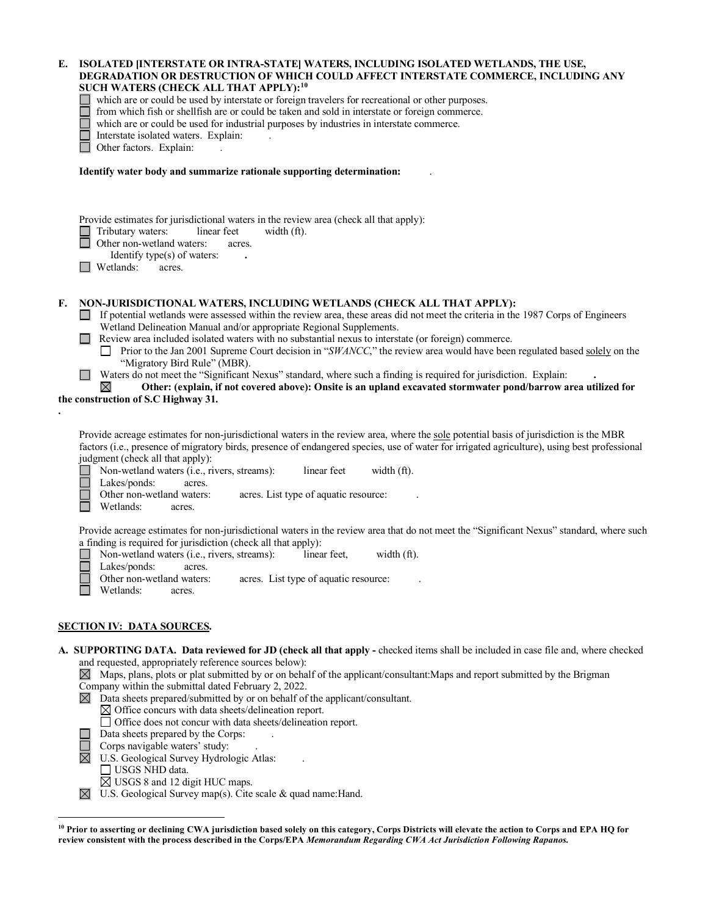**E. ISOLATED [INTERSTATE OR INTRA-STATE] WATERS, INCLUDING ISOLATED WETLANDS, THE USE, DEGRADATION OR DESTRUCTION OF WHICH COULD AFFECT INTERSTATE COMMERCE, INCLUDING ANY SUCH WATERS (CHECK ALL THAT APPLY):[10]**

☐ which are or could be used by interstate or foreign travelers for recreational or other purposes.
☐ from which fish or shellfish are or could be taken and sold in interstate or foreign commerce.
☐ which are or could be used for industrial purposes by industries in interstate commerce.
☐ Interstate isolated waters. Explain: .
☐ Other factors. Explain: .

**Identify water body and summarize rationale supporting determination:** .

Provide estimates for jurisdictional waters in the review area (check all that apply):
☐ Tributary waters: linear feet width (ft).
☐ Other non-wetland waters: acres.
Identify type(s) of waters: **.**
☐ Wetlands: acres.

**F. NON-JURISDICTIONAL WATERS, INCLUDING WETLANDS (CHECK ALL THAT APPLY):**

☐ If potential wetlands were assessed within the review area, these areas did not meet the criteria in the 1987 Corps of Engineers Wetland Delineation Manual and/or appropriate Regional Supplements.
☐ Review area included isolated waters with no substantial nexus to interstate (or foreign) commerce.
☐ Prior to the Jan 2001 Supreme Court decision in "*SWANCC*," the review area would have been regulated based solely on the "Migratory Bird Rule" (MBR).
☐ Waters do not meet the "Significant Nexus" standard, where such a finding is required for jurisdiction. Explain: **.**
☒ **Other: (explain, if not covered above): Onsite is an upland excavated stormwater pond/barrow area utilized for the construction of S.C Highway 31.**

**.**

Provide acreage estimates for non-jurisdictional waters in the review area, where the sole potential basis of jurisdiction is the MBR factors (i.e., presence of migratory birds, presence of endangered species, use of water for irrigated agriculture), using best professional judgment (check all that apply):
☐ Non-wetland waters (i.e., rivers, streams): linear feet width (ft).
☐ Lakes/ponds: acres.
☐ Other non-wetland waters: acres. List type of aquatic resource: .
☐ Wetlands: acres.

Provide acreage estimates for non-jurisdictional waters in the review area that do not meet the "Significant Nexus" standard, where such a finding is required for jurisdiction (check all that apply):
☐ Non-wetland waters (i.e., rivers, streams): linear feet, width (ft).
☐ Lakes/ponds: acres.
☐ Other non-wetland waters: acres. List type of aquatic resource: .
☐ Wetlands: acres.

## SECTION IV: DATA SOURCES.

**A. SUPPORTING DATA. Data reviewed for JD (check all that apply -** checked items shall be included in case file and, where checked and requested, appropriately reference sources below):

☒ Maps, plans, plots or plat submitted by or on behalf of the applicant/consultant:Maps and report submitted by the Brigman Company within the submittal dated February 2, 2022.
☒ Data sheets prepared/submitted by or on behalf of the applicant/consultant.
☒ Office concurs with data sheets/delineation report.
☐ Office does not concur with data sheets/delineation report.
☐ Data sheets prepared by the Corps: .
☐ Corps navigable waters' study: .
☒ U.S. Geological Survey Hydrologic Atlas: .
☐ USGS NHD data.
☒ USGS 8 and 12 digit HUC maps.
☒ U.S. Geological Survey map(s). Cite scale & quad name:Hand.

---

[10] **Prior to asserting or declining CWA jurisdiction based solely on this category, Corps Districts will elevate the action to Corps and EPA HQ for review consistent with the process described in the Corps/EPA *Memorandum Regarding CWA Act Jurisdiction Following Rapanos.***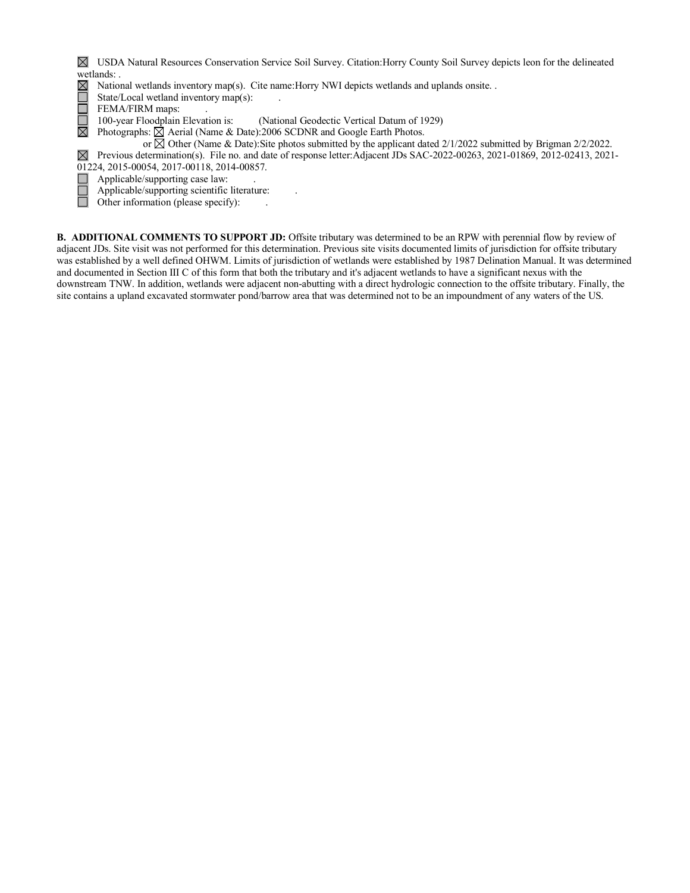☒ USDA Natural Resources Conservation Service Soil Survey. Citation:Horry County Soil Survey depicts leon for the delineated wetlands: .

☒ National wetlands inventory map(s). Cite name:Horry NWI depicts wetlands and uplands onsite. .

☐ State/Local wetland inventory map(s): .

☐ FEMA/FIRM maps: .

☐ 100-year Floodplain Elevation is: (National Geodectic Vertical Datum of 1929)

☒ Photographs: ☒ Aerial (Name & Date):2006 SCDNR and Google Earth Photos.

or ☒ Other (Name & Date):Site photos submitted by the applicant dated 2/1/2022 submitted by Brigman 2/2/2022.

☒ Previous determination(s). File no. and date of response letter:Adjacent JDs SAC-2022-00263, 2021-01869, 2012-02413, 2021-01224, 2015-00054, 2017-00118, 2014-00857.

☐ Applicable/supporting case law: .

☐ Applicable/supporting scientific literature: .

☐ Other information (please specify): .

**B. ADDITIONAL COMMENTS TO SUPPORT JD:** Offsite tributary was determined to be an RPW with perennial flow by review of adjacent JDs. Site visit was not performed for this determination. Previous site visits documented limits of jurisdiction for offsite tributary was established by a well defined OHWM. Limits of jurisdiction of wetlands were established by 1987 Delination Manual. It was determined and documented in Section III C of this form that both the tributary and it's adjacent wetlands to have a significant nexus with the downstream TNW. In addition, wetlands were adjacent non-abutting with a direct hydrologic connection to the offsite tributary. Finally, the site contains a upland excavated stormwater pond/barrow area that was determined not to be an impoundment of any waters of the US.